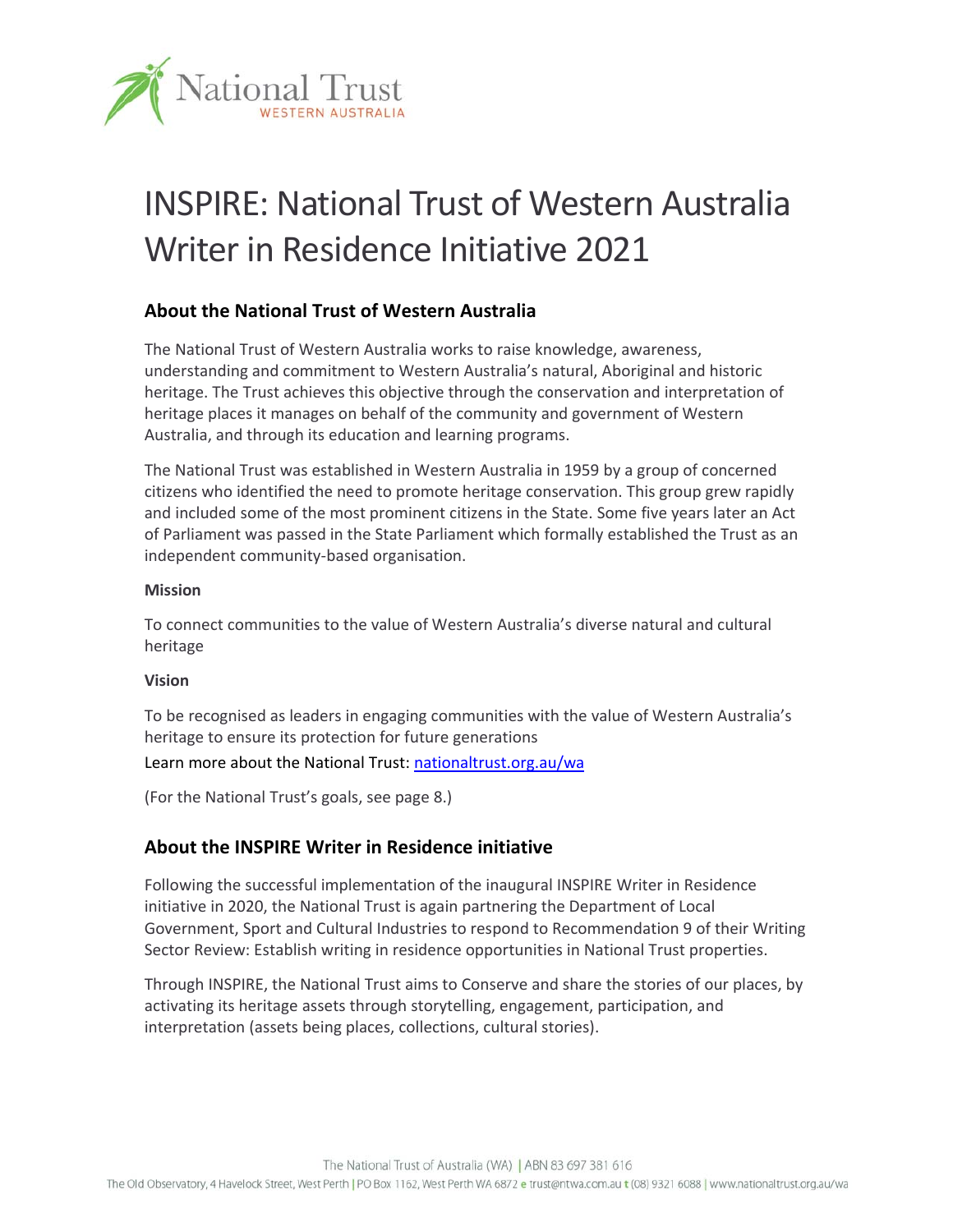# INSPIRE: National Trust of Western Australia Writer in Residence Initiative 2021

## About the National Trust of Western Australia

The National Trust of Western Australia works to raise knowledge, awareness, understanding and commitment to Western Australia's natural, Aboriginal and historic heritage. The Trust achieves this objective through the conservation and interpretation of heritage places it manages on behalf of the community and government of Western Australia, and through its education and learning programs.

The National Trust was established in Western Australia in 1959 by a group of concerned citizens who identified the need to promote heritage conservation. This group grew rapidly and included some of the most prominent citizens in the State. Some five years later an Act of Parliament was passed in the State Parliament which formally established the Trust as an independent community-based organisation.

### Mission

To connect communities to the value of Western Australia's diverse natural and cultural heritage

### Vision

To be recognised as leaders in engaging communities with the value of Western Australia's heritage to ensure its protection for future generations

Learn more about the National Trust: [nationaltrust.org.au/wa](nationaltrust.org.au/wa)

(For the National Trust's goals, see page 8.)

## About the INSPIRE Writer in Residence initiative

Following the successful implementation of the inaugural INSPIRE Writer in Residence initiative in 2020, the National Trust is again partnering the Department of Local Government, Sport and Cultural Industries to respond to Recommendation 9 of their Writing Sector Review: Establish writing in residence opportunities in National Trust properties.

Through INSPIRE, the National Trust aims to Conserve and share the stories of our places, by activating its heritage assets through storytelling, engagement, participation, and interpretation (assets being places, collections, cultural stories).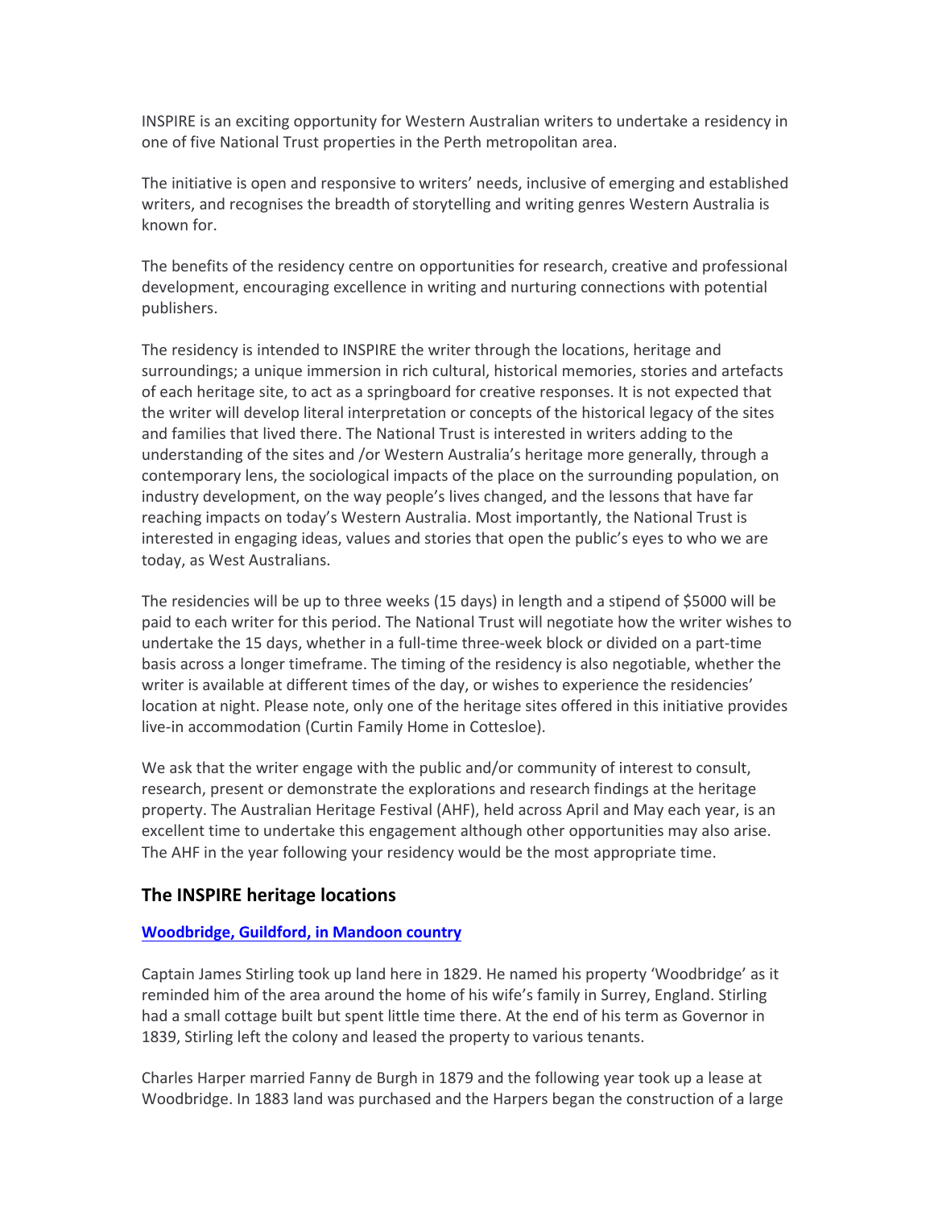INSPIRE is an exciting opportunity for Western Australian writers to undertake a residency in one of five National Trust properties in the Perth metropolitan area.

The initiative is open and responsive to writers' needs, inclusive of emerging and established writers, and recognises the breadth of storytelling and writing genres Western Australia is known for.

The benefits of the residency centre on opportunities for research, creative and professional development, encouraging excellence in writing and nurturing connections with potential publishers.

The residency is intended to INSPIRE the writer through the locations, heritage and surroundings; a unique immersion in rich cultural, historical memories, stories and artefacts of each heritage site, to act as a springboard for creative responses. It is not expected that the writer will develop literal interpretation or concepts of the historical legacy of the sites and families that lived there. The National Trust is interested in writers adding to the understanding of the sites and /or Western Australia's heritage more generally, through a contemporary lens, the sociological impacts of the place on the surrounding population, on industry development, on the way people's lives changed, and the lessons that have far reaching impacts on today's Western Australia. Most importantly, the National Trust is interested in engaging ideas, values and stories that open the public's eyes to who we are today, as West Australians.

The residencies will be up to three weeks (15 days) in length and a stipend of $5000 will be paid to each writer for this period. The National Trust will negotiate how the writer wishes to undertake the 15 days, whether in a full-time three-week block or divided on a part-time basis across a longer timeframe. The timing of the residency is also negotiable, whether the writer is available at different times of the day, or wishes to experience the residencies' location at night. Please note, only one of the heritage sites offered in this initiative provides live-in accommodation (Curtin Family Home in Cottesloe).

We ask that the writer engage with the public and/or community of interest to consult, research, present or demonstrate the explorations and research findings at the heritage property. The Australian Heritage Festival (AHF), held across April and May each year, is an excellent time to undertake this engagement although other opportunities may also arise. The AHF in the year following your residency would be the most appropriate time.

## The INSPIRE heritage locations

### Woodbridge, Guildford, in Mandoon country

Captain James Stirling took up land here in 1829. He named his property 'Woodbridge' as it reminded him of the area around the home of his wife's family in Surrey, England. Stirling had a small cottage built but spent little time there. At the end of his term as Governor in 1839, Stirling left the colony and leased the property to various tenants.

Charles Harper married Fanny de Burgh in 1879 and the following year took up a lease at Woodbridge. In 1883 land was purchased and the Harpers began the construction of a large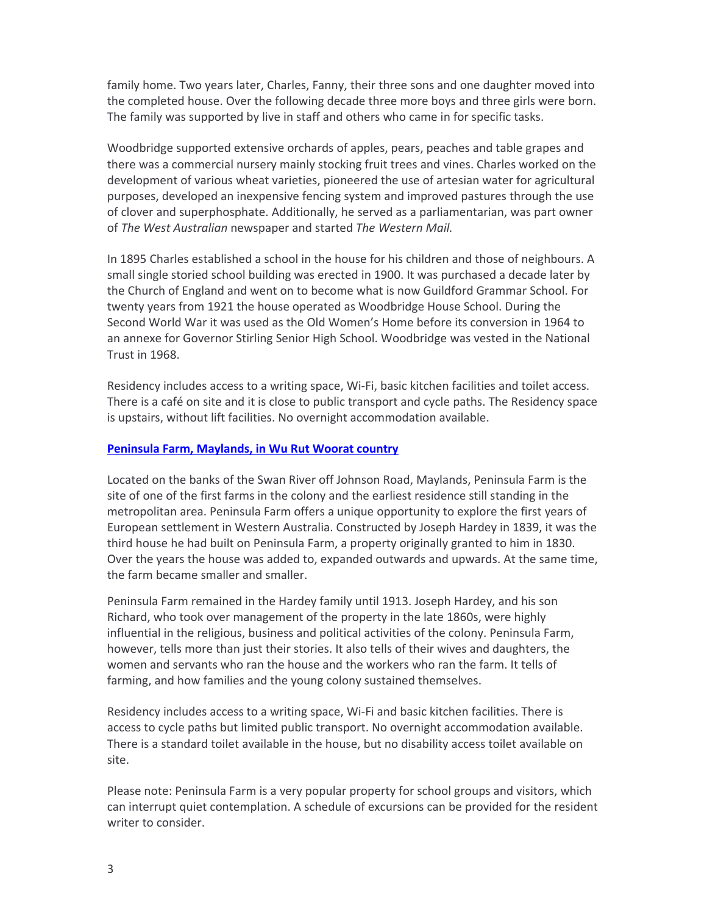family home. Two years later, Charles, Fanny, their three sons and one daughter moved into the completed house. Over the following decade three more boys and three girls were born. The family was supported by live in staff and others who came in for specific tasks.

Woodbridge supported extensive orchards of apples, pears, peaches and table grapes and there was a commercial nursery mainly stocking fruit trees and vines. Charles worked on the development of various wheat varieties, pioneered the use of artesian water for agricultural purposes, developed an inexpensive fencing system and improved pastures through the use of clover and superphosphate. Additionally, he served as a parliamentarian, was part owner of *The West Australian* newspaper and started *The Western Mail.*

In 1895 Charles established a school in the house for his children and those of neighbours. A small single storied school building was erected in 1900. It was purchased a decade later by the Church of England and went on to become what is now Guildford Grammar School. For twenty years from 1921 the house operated as Woodbridge House School. During the Second World War it was used as the Old Women's Home before its conversion in 1964 to an annexe for Governor Stirling Senior High School. Woodbridge was vested in the National Trust in 1968.

Residency includes access to a writing space, Wi-Fi, basic kitchen facilities and toilet access. There is a café on site and it is close to public transport and cycle paths. The Residency space is upstairs, without lift facilities. No overnight accommodation available.

## Peninsula Farm, Maylands, in Wu Rut Woorat country

Located on the banks of the Swan River off Johnson Road, Maylands, Peninsula Farm is the site of one of the first farms in the colony and the earliest residence still standing in the metropolitan area. Peninsula Farm offers a unique opportunity to explore the first years of European settlement in Western Australia. Constructed by Joseph Hardey in 1839, it was the third house he had built on Peninsula Farm, a property originally granted to him in 1830. Over the years the house was added to, expanded outwards and upwards. At the same time, the farm became smaller and smaller.

Peninsula Farm remained in the Hardey family until 1913. Joseph Hardey, and his son Richard, who took over management of the property in the late 1860s, were highly influential in the religious, business and political activities of the colony. Peninsula Farm, however, tells more than just their stories. It also tells of their wives and daughters, the women and servants who ran the house and the workers who ran the farm. It tells of farming, and how families and the young colony sustained themselves.

Residency includes access to a writing space, Wi-Fi and basic kitchen facilities. There is access to cycle paths but limited public transport. No overnight accommodation available. There is a standard toilet available in the house, but no disability access toilet available on site.

Please note: Peninsula Farm is a very popular property for school groups and visitors, which can interrupt quiet contemplation. A schedule of excursions can be provided for the resident writer to consider.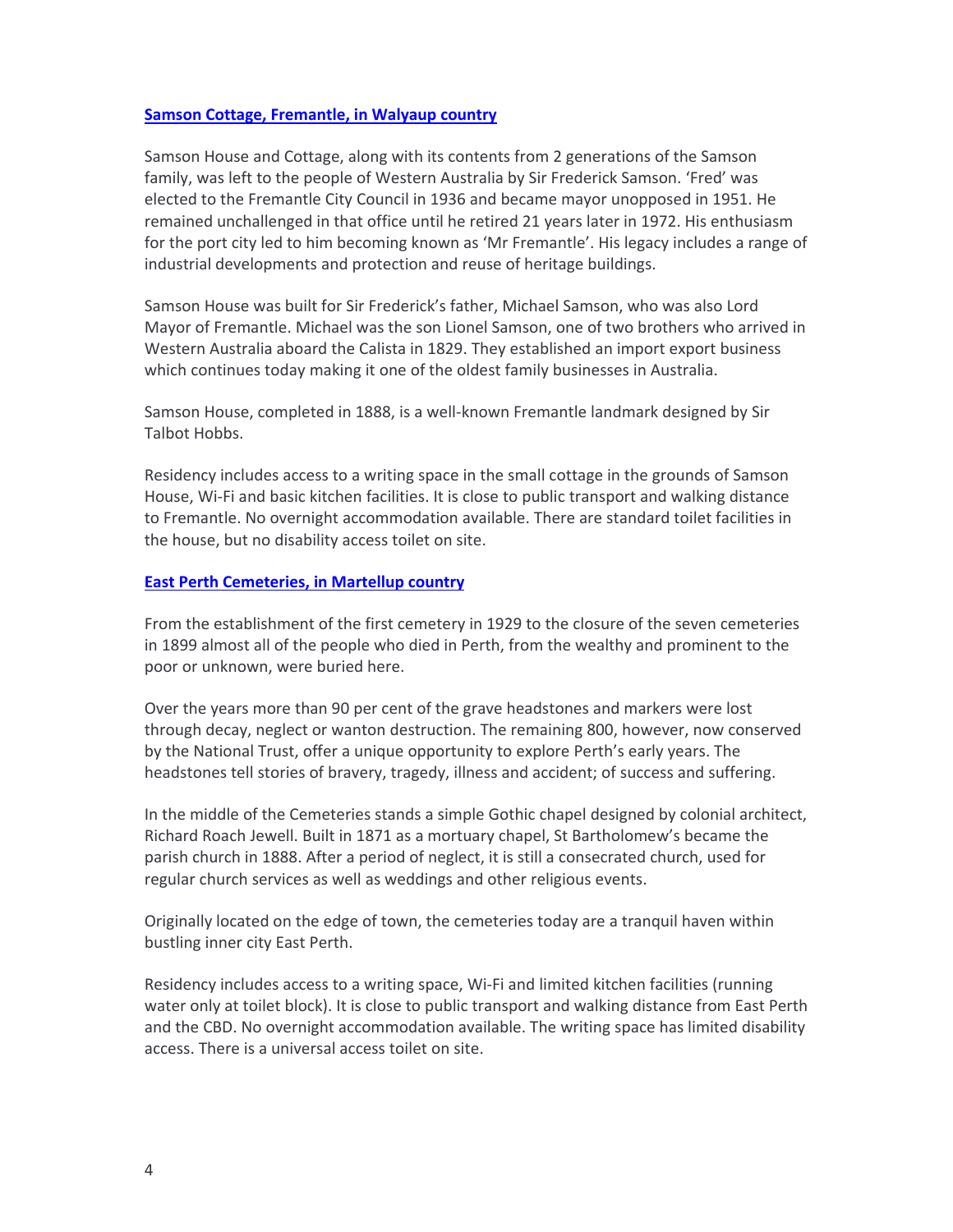### [Samson Cottage, Fremantle, in Walyaup country]

Samson House and Cottage, along with its contents from 2 generations of the Samson family, was left to the people of Western Australia by Sir Frederick Samson. 'Fred' was elected to the Fremantle City Council in 1936 and became mayor unopposed in 1951. He remained unchallenged in that office until he retired 21 years later in 1972. His enthusiasm for the port city led to him becoming known as 'Mr Fremantle'. His legacy includes a range of industrial developments and protection and reuse of heritage buildings.

Samson House was built for Sir Frederick's father, Michael Samson, who was also Lord Mayor of Fremantle. Michael was the son Lionel Samson, one of two brothers who arrived in Western Australia aboard the Calista in 1829. They established an import export business which continues today making it one of the oldest family businesses in Australia.

Samson House, completed in 1888, is a well-known Fremantle landmark designed by Sir Talbot Hobbs.

Residency includes access to a writing space in the small cottage in the grounds of Samson House, Wi-Fi and basic kitchen facilities. It is close to public transport and walking distance to Fremantle. No overnight accommodation available. There are standard toilet facilities in the house, but no disability access toilet on site.

### [East Perth Cemeteries, in Martellup country]

From the establishment of the first cemetery in 1929 to the closure of the seven cemeteries in 1899 almost all of the people who died in Perth, from the wealthy and prominent to the poor or unknown, were buried here.

Over the years more than 90 per cent of the grave headstones and markers were lost through decay, neglect or wanton destruction. The remaining 800, however, now conserved by the National Trust, offer a unique opportunity to explore Perth's early years. The headstones tell stories of bravery, tragedy, illness and accident; of success and suffering.

In the middle of the Cemeteries stands a simple Gothic chapel designed by colonial architect, Richard Roach Jewell. Built in 1871 as a mortuary chapel, St Bartholomew's became the parish church in 1888. After a period of neglect, it is still a consecrated church, used for regular church services as well as weddings and other religious events.

Originally located on the edge of town, the cemeteries today are a tranquil haven within bustling inner city East Perth.

Residency includes access to a writing space, Wi-Fi and limited kitchen facilities (running water only at toilet block). It is close to public transport and walking distance from East Perth and the CBD. No overnight accommodation available. The writing space has limited disability access. There is a universal access toilet on site.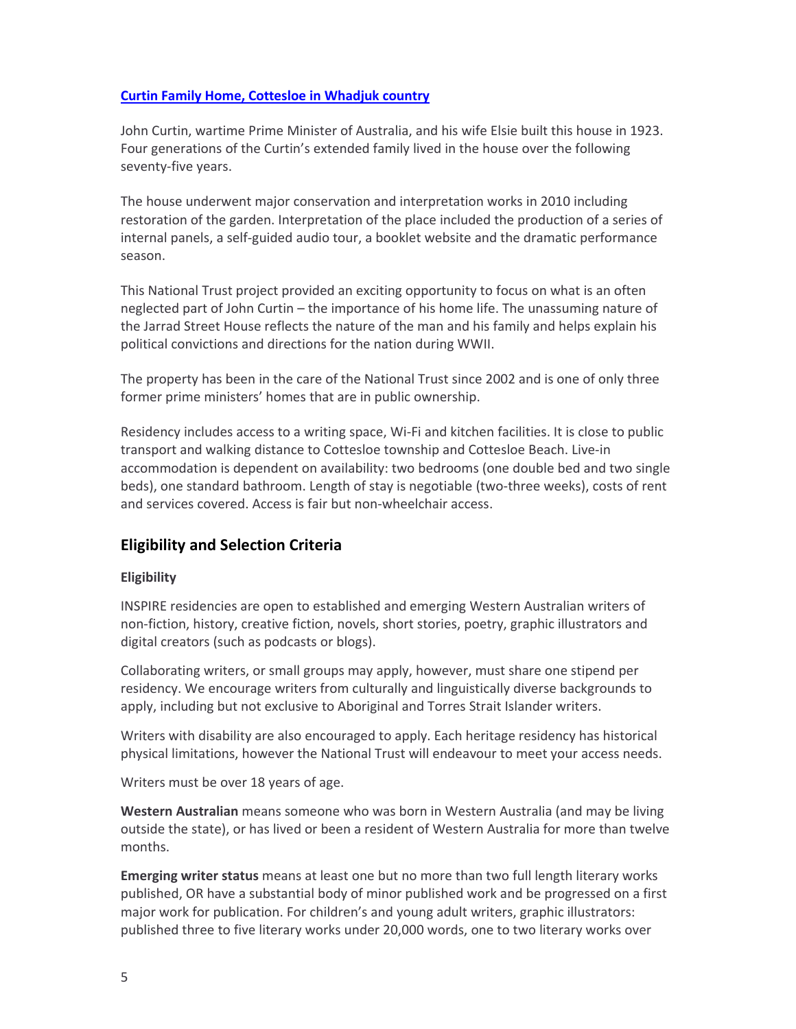**Curtin Family Home, Cottesloe in Whadjuk country**

John Curtin, wartime Prime Minister of Australia, and his wife Elsie built this house in 1923. Four generations of the Curtin's extended family lived in the house over the following seventy-five years.

The house underwent major conservation and interpretation works in 2010 including restoration of the garden. Interpretation of the place included the production of a series of internal panels, a self-guided audio tour, a booklet website and the dramatic performance season.

This National Trust project provided an exciting opportunity to focus on what is an often neglected part of John Curtin – the importance of his home life. The unassuming nature of the Jarrad Street House reflects the nature of the man and his family and helps explain his political convictions and directions for the nation during WWII.

The property has been in the care of the National Trust since 2002 and is one of only three former prime ministers' homes that are in public ownership.

Residency includes access to a writing space, Wi-Fi and kitchen facilities. It is close to public transport and walking distance to Cottesloe township and Cottesloe Beach. Live-in accommodation is dependent on availability: two bedrooms (one double bed and two single beds), one standard bathroom. Length of stay is negotiable (two-three weeks), costs of rent and services covered. Access is fair but non-wheelchair access.

## Eligibility and Selection Criteria

### Eligibility

INSPIRE residencies are open to established and emerging Western Australian writers of non-fiction, history, creative fiction, novels, short stories, poetry, graphic illustrators and digital creators (such as podcasts or blogs).

Collaborating writers, or small groups may apply, however, must share one stipend per residency. We encourage writers from culturally and linguistically diverse backgrounds to apply, including but not exclusive to Aboriginal and Torres Strait Islander writers.

Writers with disability are also encouraged to apply. Each heritage residency has historical physical limitations, however the National Trust will endeavour to meet your access needs.

Writers must be over 18 years of age.

**Western Australian** means someone who was born in Western Australia (and may be living outside the state), or has lived or been a resident of Western Australia for more than twelve months.

**Emerging writer status** means at least one but no more than two full length literary works published, OR have a substantial body of minor published work and be progressed on a first major work for publication. For children's and young adult writers, graphic illustrators: published three to five literary works under 20,000 words, one to two literary works over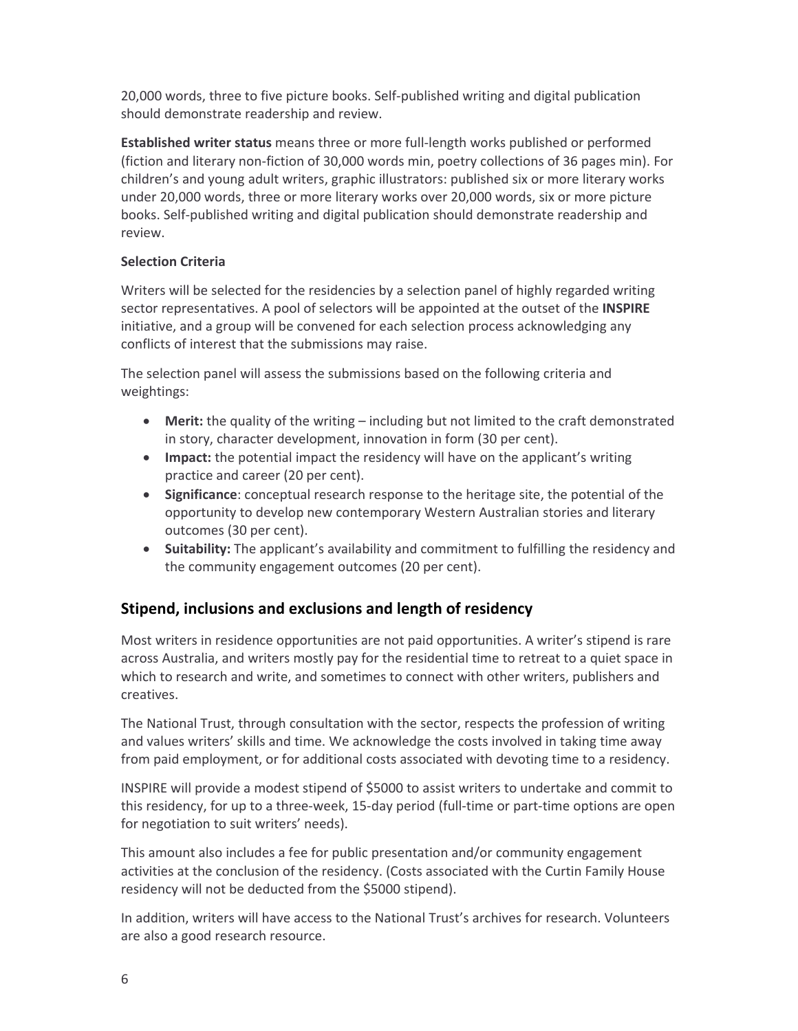20,000 words, three to five picture books. Self-published writing and digital publication should demonstrate readership and review.

**Established writer status** means three or more full-length works published or performed (fiction and literary non-fiction of 30,000 words min, poetry collections of 36 pages min). For children's and young adult writers, graphic illustrators: published six or more literary works under 20,000 words, three or more literary works over 20,000 words, six or more picture books. Self-published writing and digital publication should demonstrate readership and review.

**Selection Criteria**

Writers will be selected for the residencies by a selection panel of highly regarded writing sector representatives. A pool of selectors will be appointed at the outset of the **INSPIRE** initiative, and a group will be convened for each selection process acknowledging any conflicts of interest that the submissions may raise.

The selection panel will assess the submissions based on the following criteria and weightings:

- **Merit:** the quality of the writing – including but not limited to the craft demonstrated in story, character development, innovation in form (30 per cent).
- **Impact:** the potential impact the residency will have on the applicant's writing practice and career (20 per cent).
- **Significance**: conceptual research response to the heritage site, the potential of the opportunity to develop new contemporary Western Australian stories and literary outcomes (30 per cent).
- **Suitability:** The applicant's availability and commitment to fulfilling the residency and the community engagement outcomes (20 per cent).

## Stipend, inclusions and exclusions and length of residency

Most writers in residence opportunities are not paid opportunities. A writer's stipend is rare across Australia, and writers mostly pay for the residential time to retreat to a quiet space in which to research and write, and sometimes to connect with other writers, publishers and creatives.

The National Trust, through consultation with the sector, respects the profession of writing and values writers' skills and time. We acknowledge the costs involved in taking time away from paid employment, or for additional costs associated with devoting time to a residency.

INSPIRE will provide a modest stipend of $5000 to assist writers to undertake and commit to this residency, for up to a three-week, 15-day period (full-time or part-time options are open for negotiation to suit writers' needs).

This amount also includes a fee for public presentation and/or community engagement activities at the conclusion of the residency. (Costs associated with the Curtin Family House residency will not be deducted from the $5000 stipend).

In addition, writers will have access to the National Trust's archives for research. Volunteers are also a good research resource.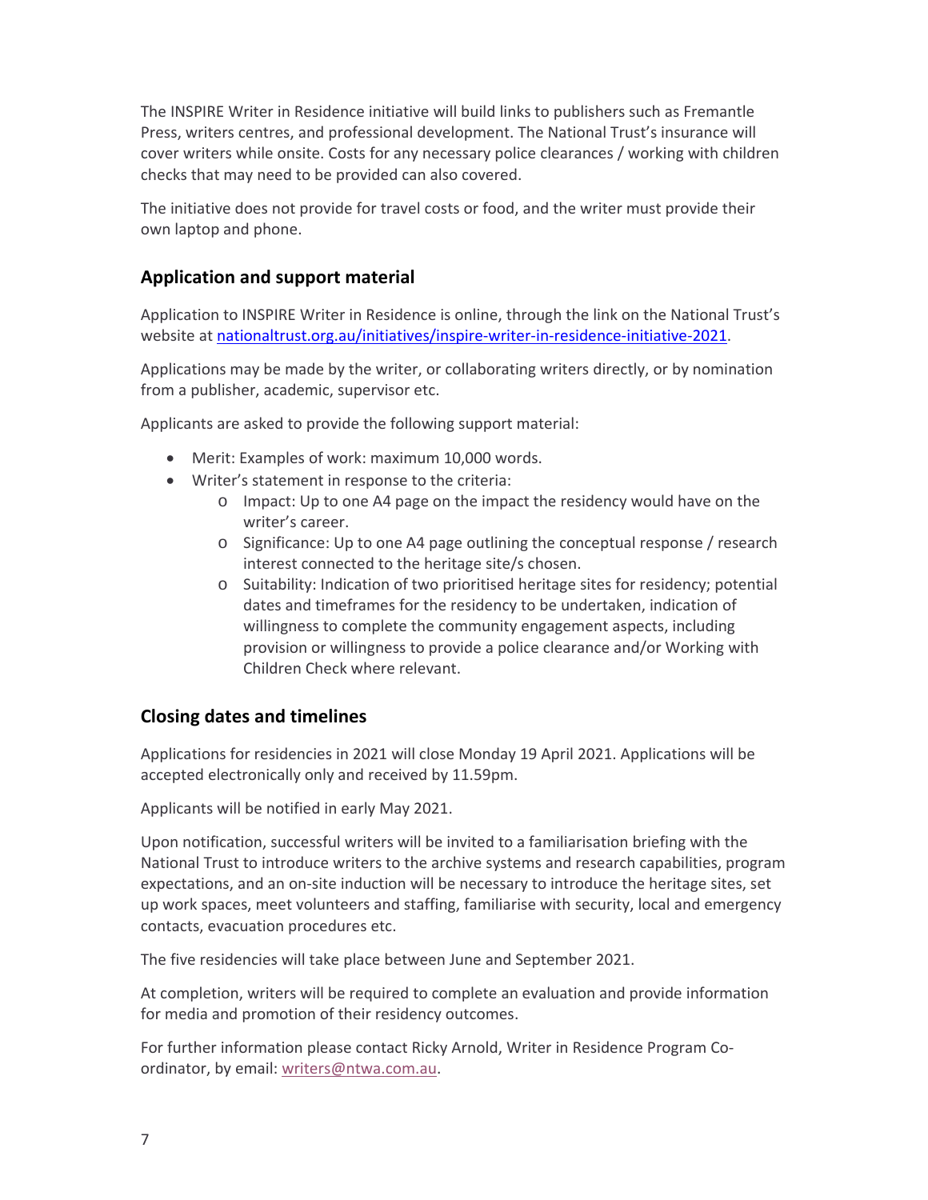The INSPIRE Writer in Residence initiative will build links to publishers such as Fremantle Press, writers centres, and professional development. The National Trust's insurance will cover writers while onsite. Costs for any necessary police clearances / working with children checks that may need to be provided can also covered.

The initiative does not provide for travel costs or food, and the writer must provide their own laptop and phone.

## Application and support material

Application to INSPIRE Writer in Residence is online, through the link on the National Trust's website at [nationaltrust.org.au/initiatives/inspire-writer-in-residence-initiative-2021](nationaltrust.org.au/initiatives/inspire-writer-in-residence-initiative-2021).

Applications may be made by the writer, or collaborating writers directly, or by nomination from a publisher, academic, supervisor etc.

Applicants are asked to provide the following support material:

- Merit: Examples of work: maximum 10,000 words.
- Writer's statement in response to the criteria:
    - Impact: Up to one A4 page on the impact the residency would have on the writer's career.
    - Significance: Up to one A4 page outlining the conceptual response / research interest connected to the heritage site/s chosen.
    - Suitability: Indication of two prioritised heritage sites for residency; potential dates and timeframes for the residency to be undertaken, indication of willingness to complete the community engagement aspects, including provision or willingness to provide a police clearance and/or Working with Children Check where relevant.

## Closing dates and timelines

Applications for residencies in 2021 will close Monday 19 April 2021. Applications will be accepted electronically only and received by 11.59pm.

Applicants will be notified in early May 2021.

Upon notification, successful writers will be invited to a familiarisation briefing with the National Trust to introduce writers to the archive systems and research capabilities, program expectations, and an on-site induction will be necessary to introduce the heritage sites, set up work spaces, meet volunteers and staffing, familiarise with security, local and emergency contacts, evacuation procedures etc.

The five residencies will take place between June and September 2021.

At completion, writers will be required to complete an evaluation and provide information for media and promotion of their residency outcomes.

For further information please contact Ricky Arnold, Writer in Residence Program Co-ordinator, by email: [writers@ntwa.com.au](mailto:writers@ntwa.com.au).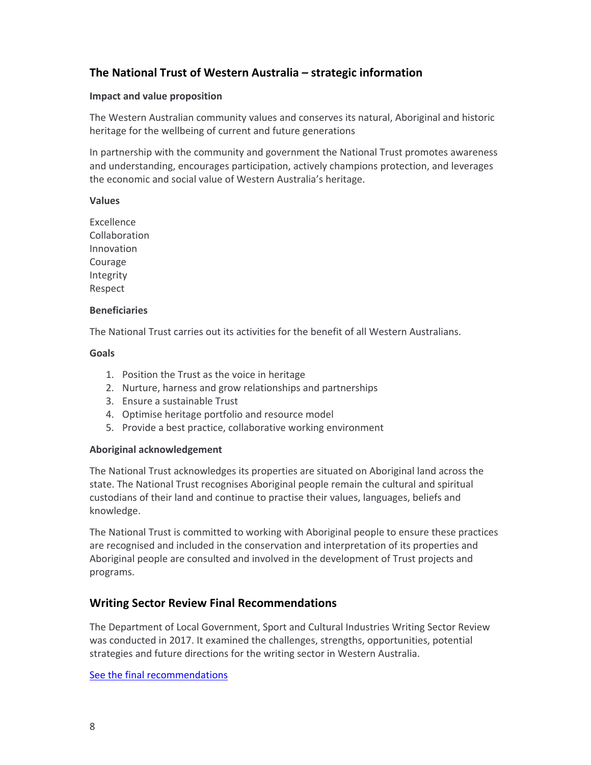## The National Trust of Western Australia – strategic information

**Impact and value proposition**

The Western Australian community values and conserves its natural, Aboriginal and historic heritage for the wellbeing of current and future generations

In partnership with the community and government the National Trust promotes awareness and understanding, encourages participation, actively champions protection, and leverages the economic and social value of Western Australia's heritage.

**Values**

Excellence
Collaboration
Innovation
Courage
Integrity
Respect

**Beneficiaries**

The National Trust carries out its activities for the benefit of all Western Australians.

**Goals**

1. Position the Trust as the voice in heritage
2. Nurture, harness and grow relationships and partnerships
3. Ensure a sustainable Trust
4. Optimise heritage portfolio and resource model
5. Provide a best practice, collaborative working environment

**Aboriginal acknowledgement**

The National Trust acknowledges its properties are situated on Aboriginal land across the state. The National Trust recognises Aboriginal people remain the cultural and spiritual custodians of their land and continue to practise their values, languages, beliefs and knowledge.

The National Trust is committed to working with Aboriginal people to ensure these practices are recognised and included in the conservation and interpretation of its properties and Aboriginal people are consulted and involved in the development of Trust projects and programs.

## Writing Sector Review Final Recommendations

The Department of Local Government, Sport and Cultural Industries Writing Sector Review was conducted in 2017. It examined the challenges, strengths, opportunities, potential strategies and future directions for the writing sector in Western Australia.

See the final recommendations